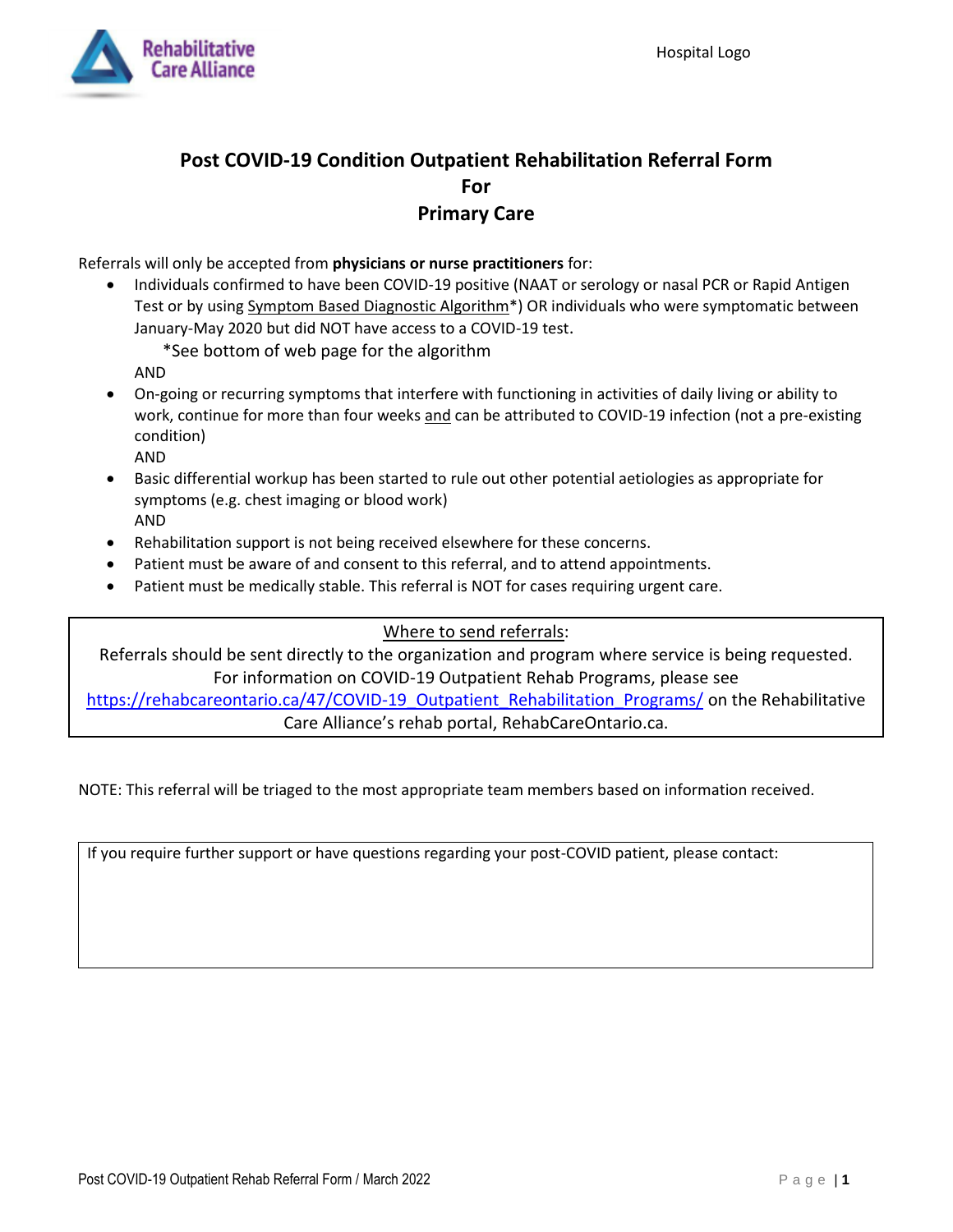Rehabilitative Care Alliance

Hospital Logo

# Post COVID-19 Condition Outpatient Rehabilitation Referral Form For Primary Care

Referrals will only be accepted from **physicians or nurse practitioners** for:

- Individuals confirmed to have been COVID-19 positive (NAAT or serology or nasal PCR or Rapid Antigen Test or by using Symptom Based Diagnostic Algorithm*) OR individuals who were symptomatic between January-May 2020 but did NOT have access to a COVID-19 test.

  *See bottom of web page for the algorithm

  AND
- On-going or recurring symptoms that interfere with functioning in activities of daily living or ability to work, continue for more than four weeks and can be attributed to COVID-19 infection (not a pre-existing condition)

  AND
- Basic differential workup has been started to rule out other potential aetiologies as appropriate for symptoms (e.g. chest imaging or blood work)

  AND
- Rehabilitation support is not being received elsewhere for these concerns.
- Patient must be aware of and consent to this referral, and to attend appointments.
- Patient must be medically stable. This referral is NOT for cases requiring urgent care.

Where to send referrals:

Referrals should be sent directly to the organization and program where service is being requested. For information on COVID-19 Outpatient Rehab Programs, please see https://rehabcareontario.ca/47/COVID-19_Outpatient_Rehabilitation_Programs/ on the Rehabilitative Care Alliance's rehab portal, RehabCareOntario.ca.

NOTE: This referral will be triaged to the most appropriate team members based on information received.

If you require further support or have questions regarding your post-COVID patient, please contact:

Post COVID-19 Outpatient Rehab Referral Form / March 2022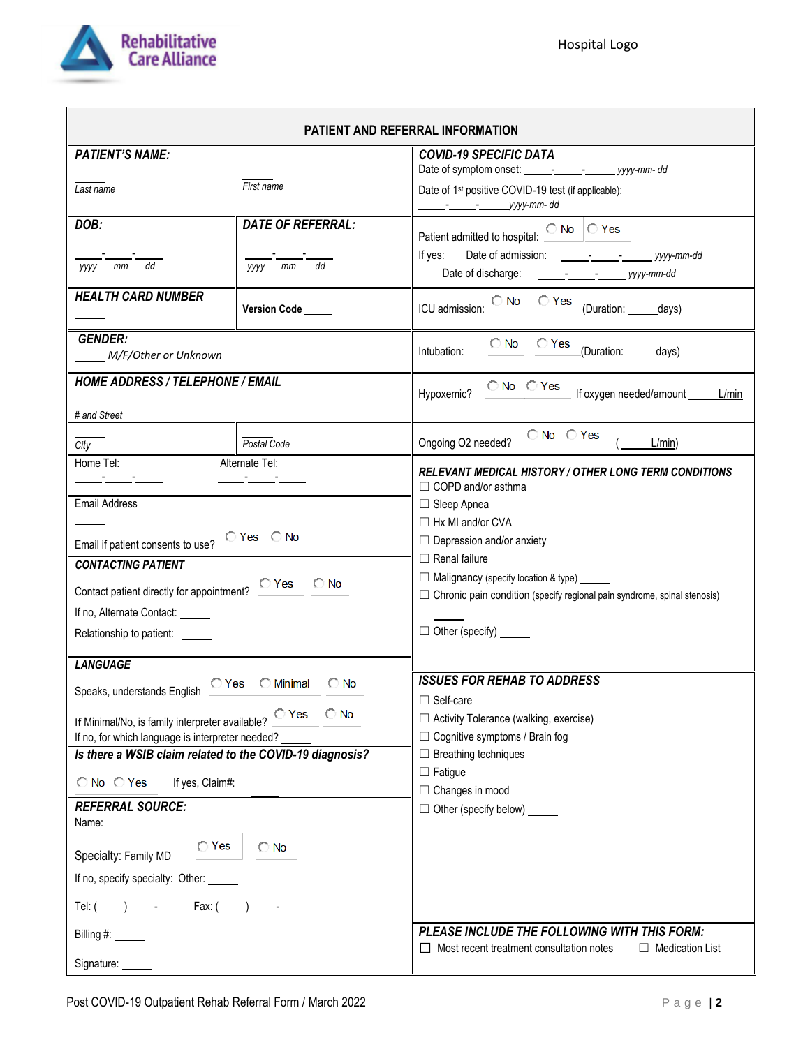Rehabilitative Care Alliance

Hospital Logo

## PATIENT AND REFERRAL INFORMATION

**PATIENT'S NAME:**

_____ Last name     _____ First name

**DOB:** _____-_____-_____ yyyy mm dd

**DATE OF REFERRAL:** _____-_____-_____ yyyy mm dd

**HEALTH CARD NUMBER** _____

**Version Code** _____

**GENDER:** _____ M/F/Other or Unknown

**HOME ADDRESS / TELEPHONE / EMAIL**

_____ # and Street

_____ City     _____ Postal Code

Home Tel: _____-_____-_____     Alternate Tel: _____-_____-_____

Email Address _____

Email if patient consents to use? ◯ Yes ◯ No

**CONTACTING PATIENT**

Contact patient directly for appointment? ◯ Yes ◯ No

If no, Alternate Contact: _____

Relationship to patient: _____

**LANGUAGE**

Speaks, understands English ◯ Yes ◯ Minimal ◯ No

If Minimal/No, is family interpreter available? ◯ Yes ◯ No

If no, for which language is interpreter needed? _____

***Is there a WSIB claim related to the COVID-19 diagnosis?***

◯ No ◯ Yes     If yes, Claim#: _____

**REFERRAL SOURCE:**

Name: _____

Specialty: Family MD ◯ Yes ◯ No

If no, specify specialty: Other: _____

Tel: (_____)_____-_____     Fax: (_____)_____-_____

Billing #: _____

Signature: _____

**COVID-19 SPECIFIC DATA**

Date of symptom onset: _____-_____-_____ yyyy-mm- dd

Date of 1st positive COVID-19 test (if applicable): _____-_____-_____yyyy-mm- dd

Patient admitted to hospital: ◯ No ◯ Yes

If yes: Date of admission: _____-_____-_____ yyyy-mm-dd

Date of discharge: _____-_____-_____ yyyy-mm-dd

ICU admission: ◯ No ◯ Yes (Duration: _____days)

Intubation: ◯ No ◯ Yes (Duration: _____days)

Hypoxemic? ◯ No ◯ Yes If oxygen needed/amount _____L/min

Ongoing O2 needed? ◯ No ◯ Yes (_____L/min)

**RELEVANT MEDICAL HISTORY / OTHER LONG TERM CONDITIONS**

- ☐ COPD and/or asthma
- ☐ Sleep Apnea
- ☐ Hx MI and/or CVA
- ☐ Depression and/or anxiety
- ☐ Renal failure
- ☐ Malignancy (specify location & type) _____
- ☐ Chronic pain condition (specify regional pain syndrome, spinal stenosis) _____
- ☐ Other (specify) _____

**ISSUES FOR REHAB TO ADDRESS**

- ☐ Self-care
- ☐ Activity Tolerance (walking, exercise)
- ☐ Cognitive symptoms / Brain fog
- ☐ Breathing techniques
- ☐ Fatigue
- ☐ Changes in mood
- ☐ Other (specify below) _____

**PLEASE INCLUDE THE FOLLOWING WITH THIS FORM:**

☐ Most recent treatment consultation notes     ☐ Medication List

Post COVID-19 Outpatient Rehab Referral Form / March 2022